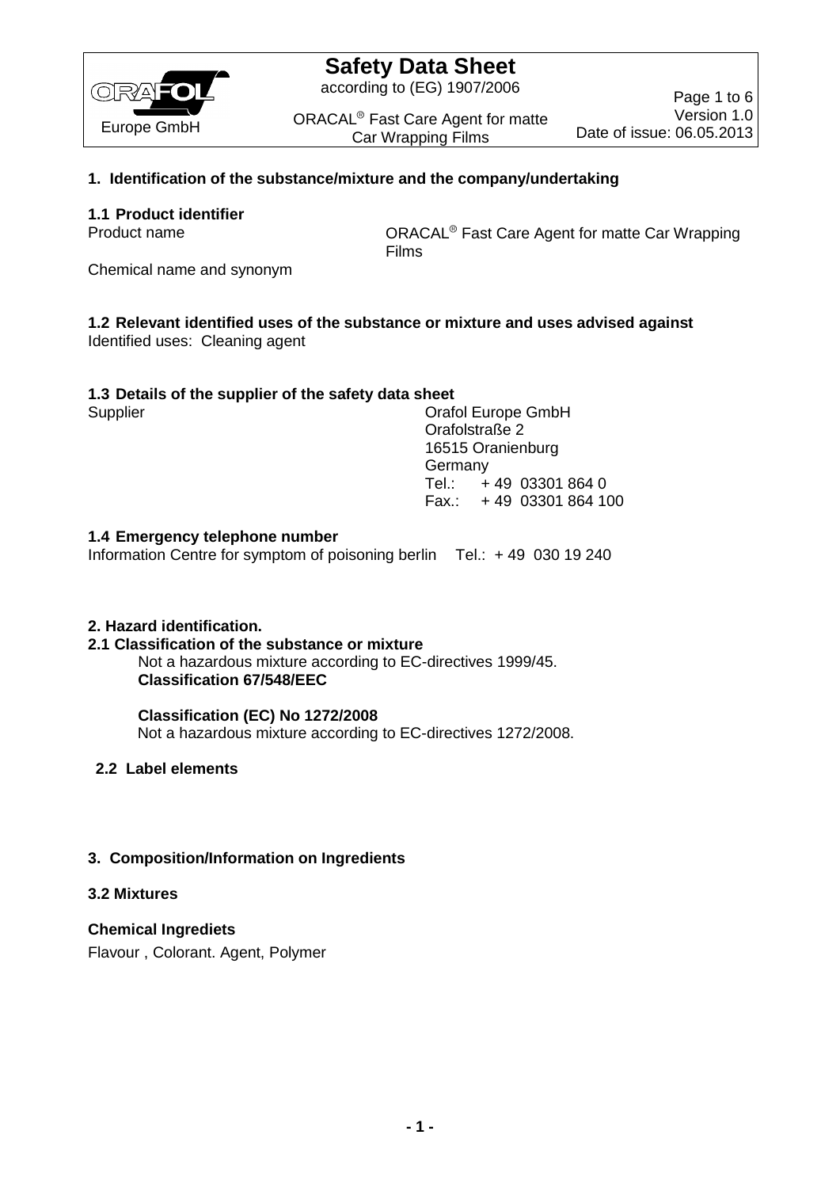# Safety Data Sheet

according to (EG) 1907/2006

ORACAL® Fast Care Agent for matte Car Wrapping Films

Europe GmbH

Version 1.0
Date of issue: 06.05.2013

## 1. Identification of the substance/mixture and the company/undertaking

### 1.1 Product identifier

| | |
|---|---|
| Product name | ORACAL® Fast Care Agent for matte Car Wrapping Films |
| Chemical name and synonym | |

### 1.2 Relevant identified uses of the substance or mixture and uses advised against

Identified uses: Cleaning agent

### 1.3 Details of the supplier of the safety data sheet

Supplier

Orafol Europe GmbH
Orafolstraße 2
16515 Oranienburg
Germany
Tel.: + 49 03301 864 0
Fax.: + 49 03301 864 100

### 1.4 Emergency telephone number

Information Centre for symptom of poisoning berlin Tel.: + 49 030 19 240

## 2. Hazard identification.

### 2.1 Classification of the substance or mixture

Not a hazardous mixture according to EC-directives 1999/45.

**Classification 67/548/EEC**

**Classification (EC) No 1272/2008**

Not a hazardous mixture according to EC-directives 1272/2008.

### 2.2 Label elements

## 3. Composition/Information on Ingredients

### 3.2 Mixtures

**Chemical Ingrediets**

Flavour , Colorant. Agent, Polymer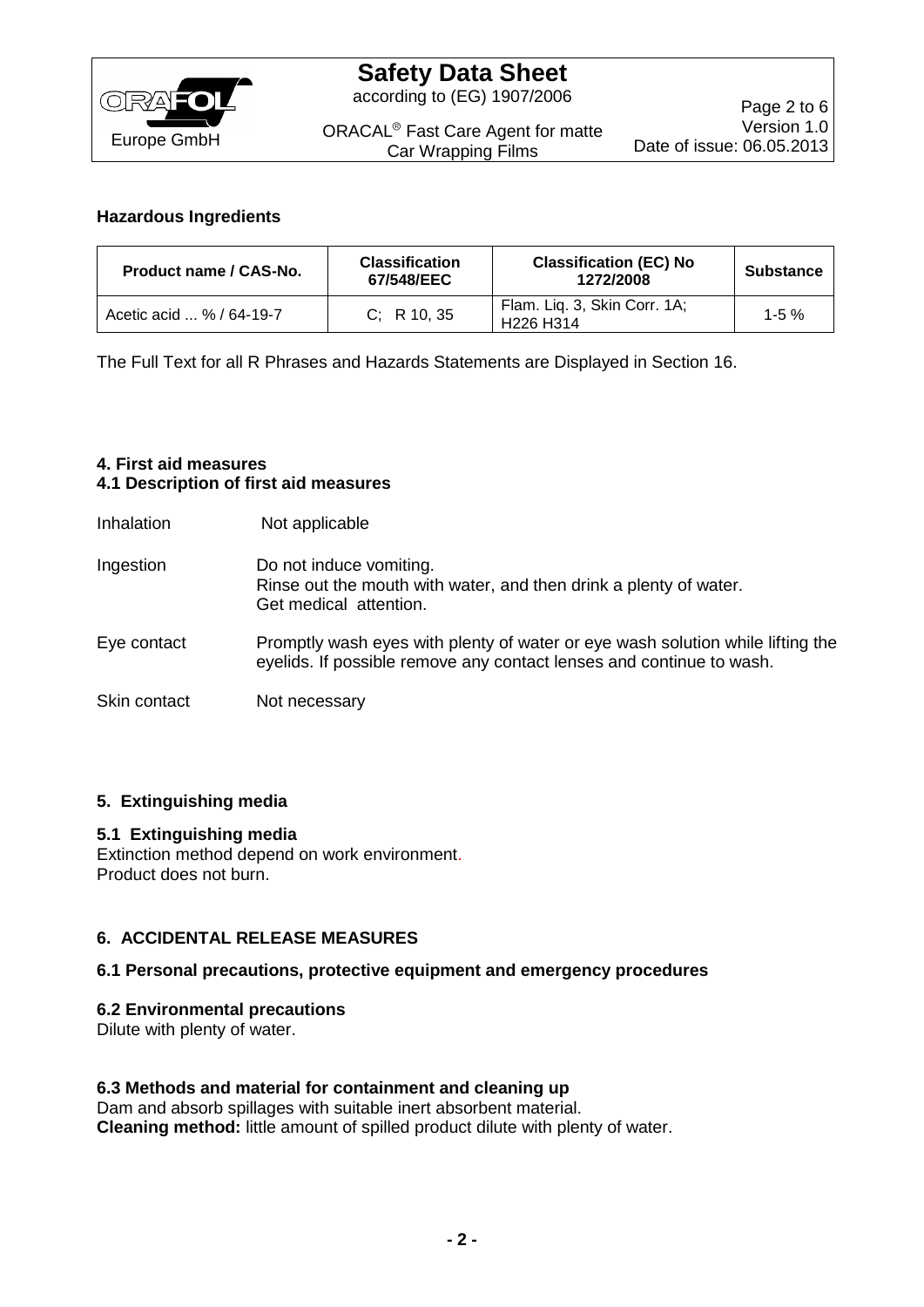**Hazardous Ingredients**

| Product name / CAS-No. | Classification 67/548/EEC | Classification (EC) No 1272/2008 | Substance |
|---|---|---|---|
| Acetic acid ... % / 64-19-7 | C; R 10, 35 | Flam. Liq. 3, Skin Corr. 1A; H226 H314 | 1-5 % |

The Full Text for all R Phrases and Hazards Statements are Displayed in Section 16.

## 4. First aid measures

### 4.1 Description of first aid measures

Inhalation Not applicable

Ingestion Do not induce vomiting.
Rinse out the mouth with water, and then drink a plenty of water.
Get medical attention.

Eye contact Promptly wash eyes with plenty of water or eye wash solution while lifting the eyelids. If possible remove any contact lenses and continue to wash.

Skin contact Not necessary

## 5. Extinguishing media

### 5.1 Extinguishing media

Extinction method depend on work environment.
Product does not burn.

## 6. ACCIDENTAL RELEASE MEASURES

### 6.1 Personal precautions, protective equipment and emergency procedures

### 6.2 Environmental precautions

Dilute with plenty of water.

### 6.3 Methods and material for containment and cleaning up

Dam and absorb spillages with suitable inert absorbent material.
**Cleaning method:** little amount of spilled product dilute with plenty of water.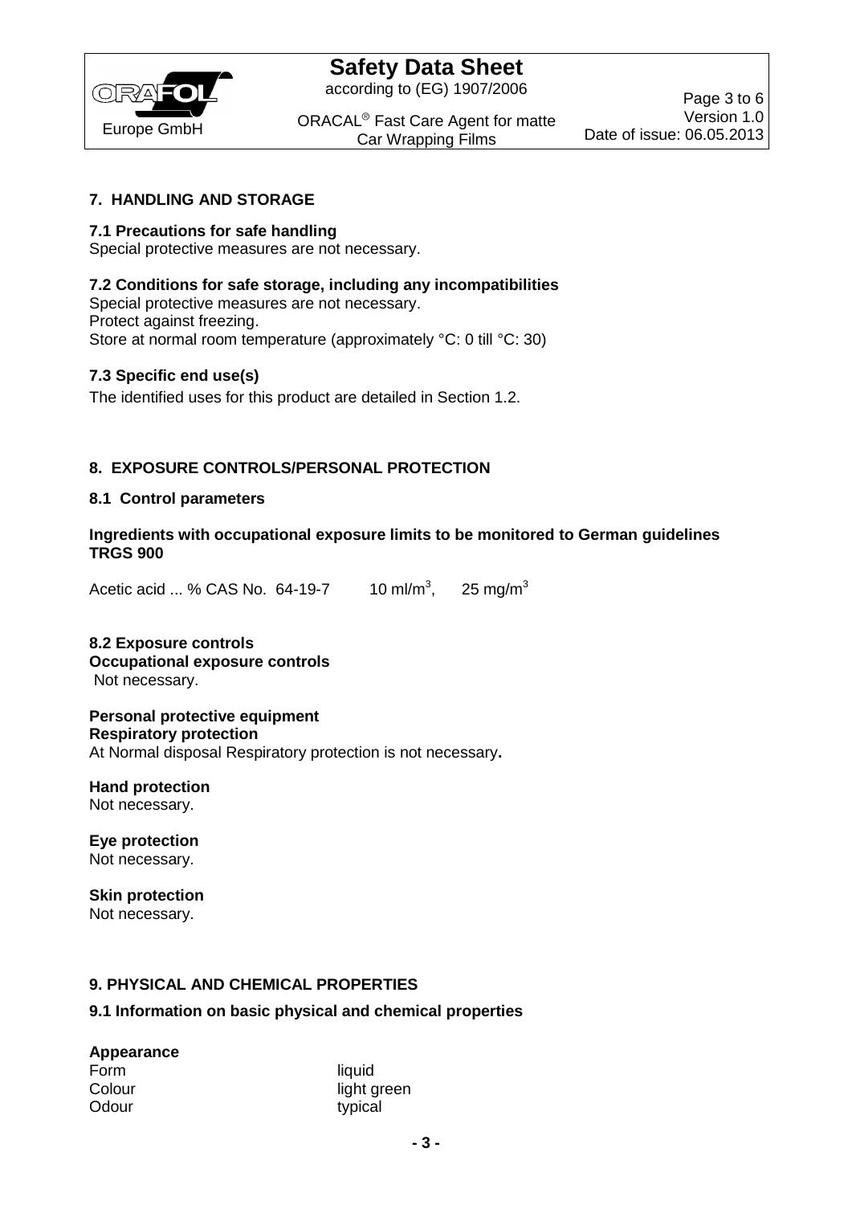## 7. HANDLING AND STORAGE

### 7.1 Precautions for safe handling

Special protective measures are not necessary.

### 7.2 Conditions for safe storage, including any incompatibilities

Special protective measures are not necessary.
Protect against freezing.
Store at normal room temperature (approximately °C: 0 till °C: 30)

### 7.3 Specific end use(s)

The identified uses for this product are detailed in Section 1.2.

## 8. EXPOSURE CONTROLS/PERSONAL PROTECTION

### 8.1 Control parameters

**Ingredients with occupational exposure limits to be monitored to German guidelines TRGS 900**

Acetic acid ... % CAS No. 64-19-7 10 ml/$m^3$, 25 mg/$m^3$

### 8.2 Exposure controls

**Occupational exposure controls**

Not necessary.

**Personal protective equipment**

**Respiratory protection**

At Normal disposal Respiratory protection is not necessary**.**

**Hand protection**

Not necessary.

**Eye protection**

Not necessary.

**Skin protection**

Not necessary.

## 9. PHYSICAL AND CHEMICAL PROPERTIES

### 9.1 Information on basic physical and chemical properties

**Appearance**

| | |
|---|---|
| Form | liquid |
| Colour | light green |
| Odour | typical |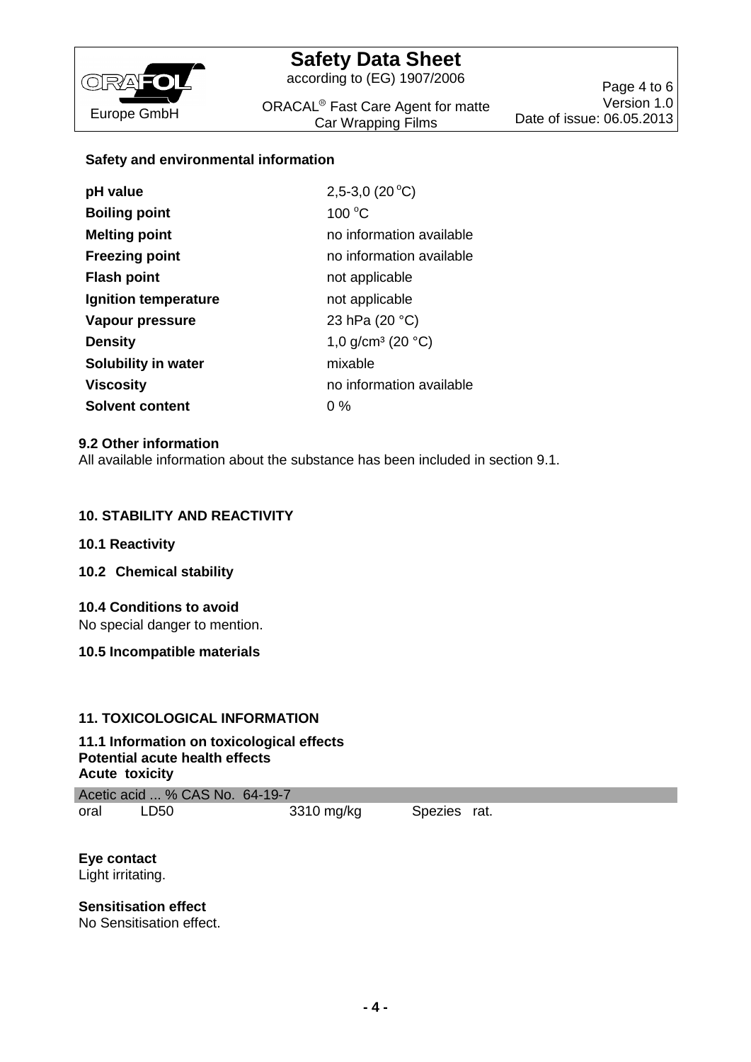**Safety and environmental information**

| | |
|---|---|
| **pH value** | 2,5-3,0 (20 °C) |
| **Boiling point** | 100 °C |
| **Melting point** | no information available |
| **Freezing point** | no information available |
| **Flash point** | not applicable |
| **Ignition temperature** | not applicable |
| **Vapour pressure** | 23 hPa (20 °C) |
| **Density** | 1,0 g/cm³ (20 °C) |
| **Solubility in water** | mixable |
| **Viscosity** | no information available |
| **Solvent content** | 0 % |

**9.2 Other information**

All available information about the substance has been included in section 9.1.

## 10. STABILITY AND REACTIVITY

**10.1 Reactivity**

**10.2 Chemical stability**

**10.4 Conditions to avoid**

No special danger to mention.

**10.5 Incompatible materials**

## 11. TOXICOLOGICAL INFORMATION

**11.1 Information on toxicological effects**
**Potential acute health effects**
**Acute toxicity**

| Acetic acid ... % CAS No. 64-19-7 | | | |
|---|---|---|---|
| oral | LD50 | 3310 mg/kg | Spezies rat. |

**Eye contact**

Light irritating.

**Sensitisation effect**

No Sensitisation effect.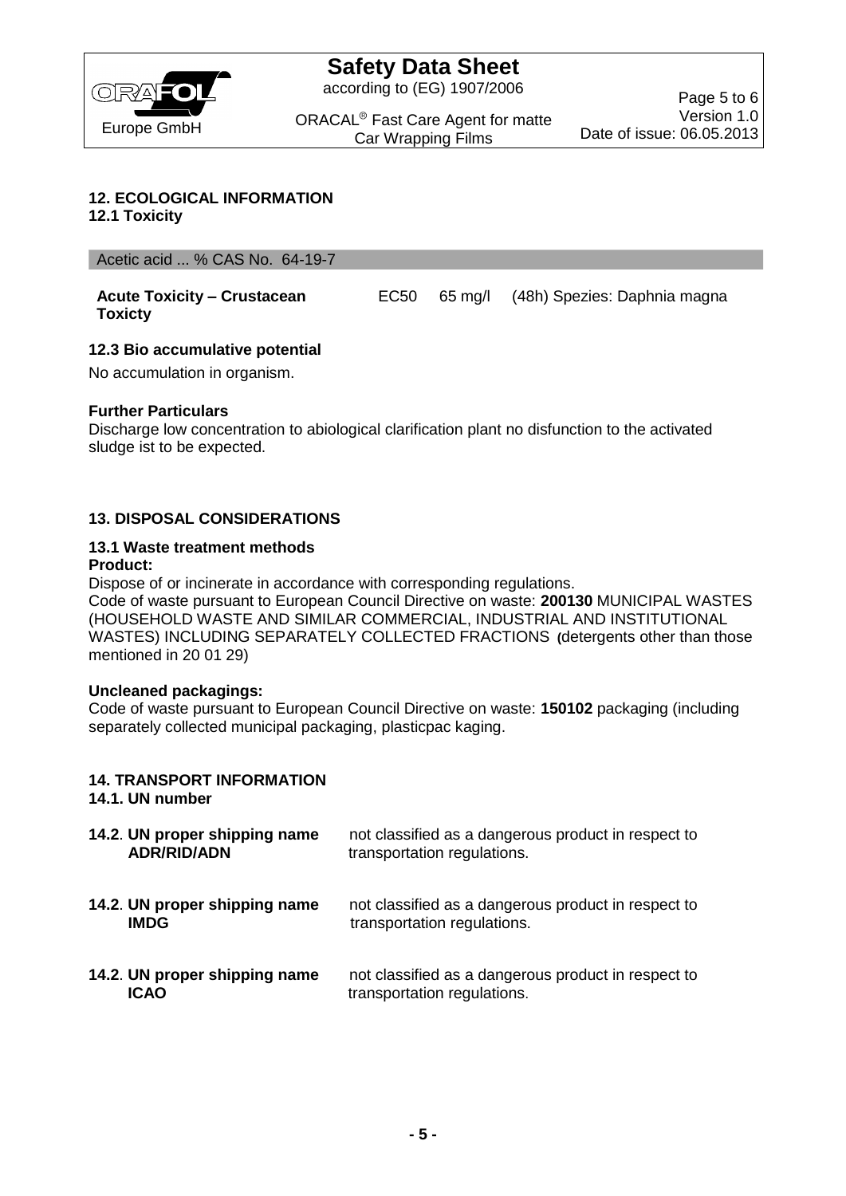## 12. ECOLOGICAL INFORMATION

### 12.1 Toxicity

Acetic acid ... % CAS No. 64-19-7

| | | | |
|---|---|---|---|
| **Acute Toxicity – Crustacean Toxicty** | EC50 | 65 mg/l | (48h) Spezies: Daphnia magna |

### 12.3 Bio accumulative potential

No accumulation in organism.

**Further Particulars**

Discharge low concentration to abiological clarification plant no disfunction to the activated sludge ist to be expected.

## 13. DISPOSAL CONSIDERATIONS

### 13.1 Waste treatment methods

**Product:**

Dispose of or incinerate in accordance with corresponding regulations.
Code of waste pursuant to European Council Directive on waste: **200130** MUNICIPAL WASTES (HOUSEHOLD WASTE AND SIMILAR COMMERCIAL, INDUSTRIAL AND INSTITUTIONAL WASTES) INCLUDING SEPARATELY COLLECTED FRACTIONS (detergents other than those mentioned in 20 01 29)

**Uncleaned packagings:**

Code of waste pursuant to European Council Directive on waste: **150102** packaging (including separately collected municipal packaging, plasticpac kaging.

## 14. TRANSPORT INFORMATION

### 14.1. UN number

| | |
|---|---|
| **14.2. UN proper shipping name ADR/RID/ADN** | not classified as a dangerous product in respect to transportation regulations. |
| **14.2. UN proper shipping name IMDG** | not classified as a dangerous product in respect to transportation regulations. |
| **14.2. UN proper shipping name ICAO** | not classified as a dangerous product in respect to transportation regulations. |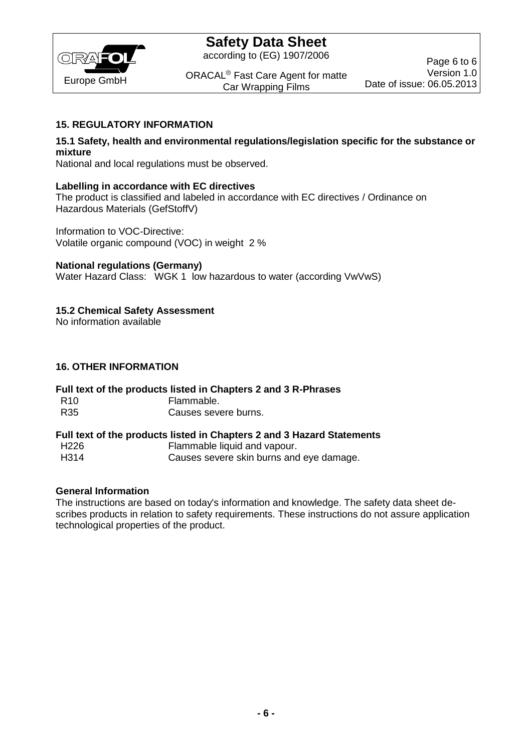## 15. REGULATORY INFORMATION

### 15.1 Safety, health and environmental regulations/legislation specific for the substance or mixture

National and local regulations must be observed.

**Labelling in accordance with EC directives**

The product is classified and labeled in accordance with EC directives / Ordinance on Hazardous Materials (GefStoffV)

Information to VOC-Directive:
Volatile organic compound (VOC) in weight 2 %

**National regulations (Germany)**

Water Hazard Class: WGK 1 low hazardous to water (according VwVwS)

### 15.2 Chemical Safety Assessment

No information available

## 16. OTHER INFORMATION

**Full text of the products listed in Chapters 2 and 3 R-Phrases**

| | |
|---|---|
| R10 | Flammable. |
| R35 | Causes severe burns. |

**Full text of the products listed in Chapters 2 and 3 Hazard Statements**

| | |
|---|---|
| H226 | Flammable liquid and vapour. |
| H314 | Causes severe skin burns and eye damage. |

**General Information**

The instructions are based on today's information and knowledge. The safety data sheet describes products in relation to safety requirements. These instructions do not assure application technological properties of the product.